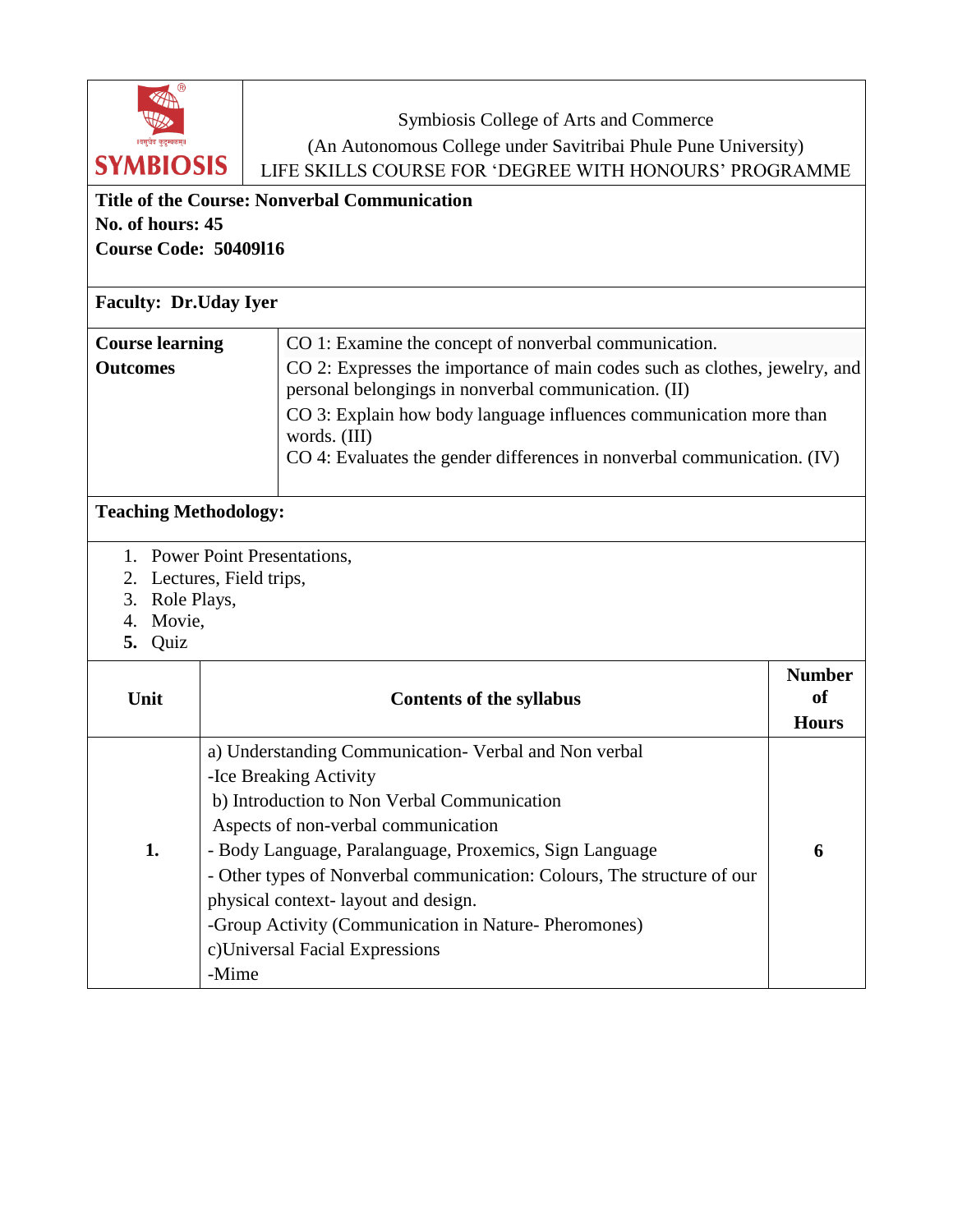Symbiosis College of Arts and Commerce
(An Autonomous College under Savitribai Phule Pune University)
LIFE SKILLS COURSE FOR 'DEGREE WITH HONOURS' PROGRAMME

**Title of the Course: Nonverbal Communication**
**No. of hours: 45**
**Course Code: 50409l16**

**Faculty: Dr.Uday Iyer**

| **Course learning Outcomes** | CO 1: Examine the concept of nonverbal communication.<br>CO 2: Expresses the importance of main codes such as clothes, jewelry, and personal belongings in nonverbal communication. (II)<br>CO 3: Explain how body language influences communication more than words. (III)<br>CO 4: Evaluates the gender differences in nonverbal communication. (IV) |
|---|---|

**Teaching Methodology:**

1. Power Point Presentations,
2. Lectures, Field trips,
3. Role Plays,
4. Movie,
5. Quiz

| Unit | Contents of the syllabus | Number of Hours |
|---|---|---|
| 1. | a) Understanding Communication- Verbal and Non verbal<br>-Ice Breaking Activity<br>b) Introduction to Non Verbal Communication<br>Aspects of non-verbal communication<br>- Body Language, Paralanguage, Proxemics, Sign Language<br>- Other types of Nonverbal communication: Colours, The structure of our physical context- layout and design.<br>-Group Activity (Communication in Nature- Pheromones)<br>c)Universal Facial Expressions<br>-Mime | 6 |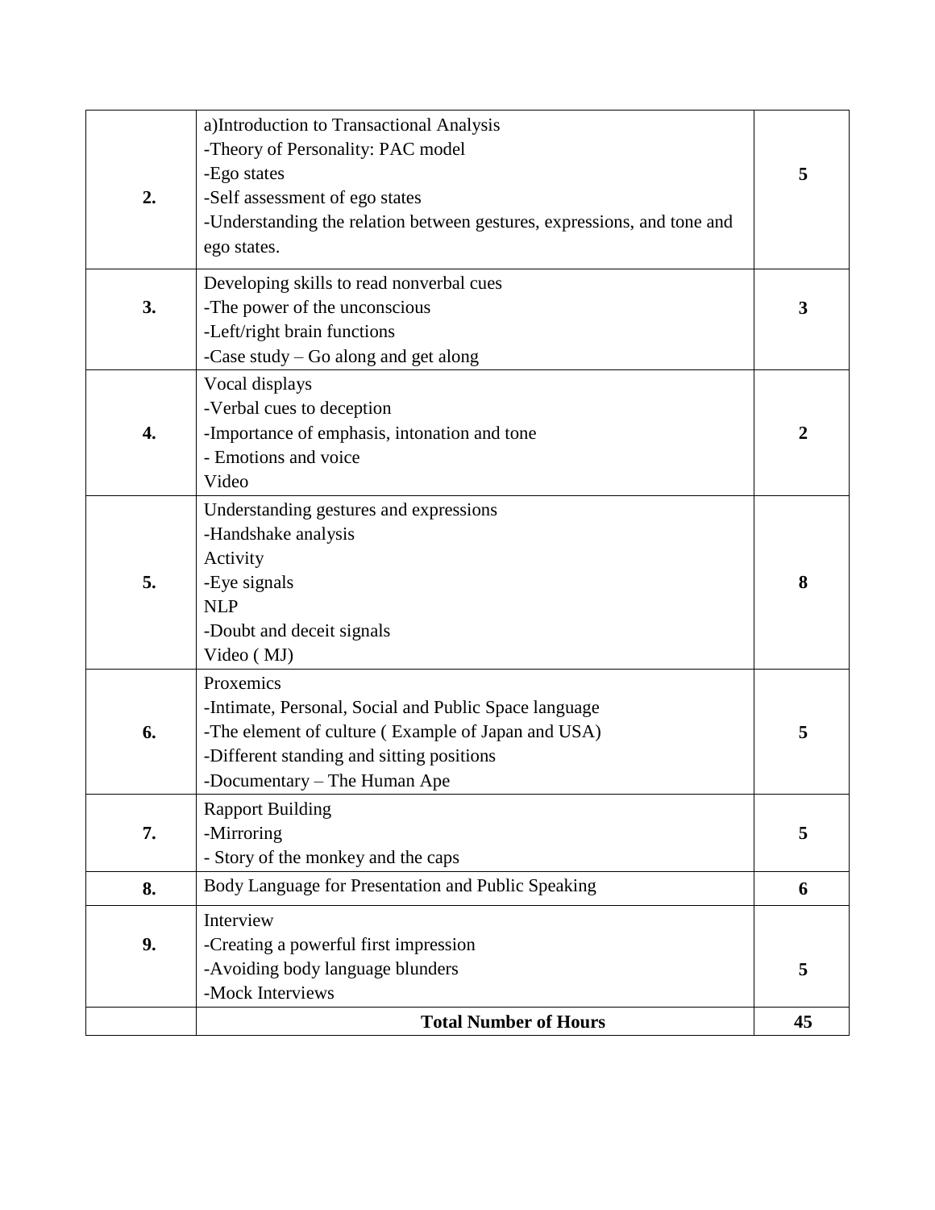| | | |
|---|---|---|
| **2.** | a)Introduction to Transactional Analysis<br>-Theory of Personality: PAC model<br>-Ego states<br>-Self assessment of ego states<br>-Understanding the relation between gestures, expressions, and tone and ego states. | **5** |
| **3.** | Developing skills to read nonverbal cues<br>-The power of the unconscious<br>-Left/right brain functions<br>-Case study – Go along and get along | **3** |
| **4.** | Vocal displays<br>-Verbal cues to deception<br>-Importance of emphasis, intonation and tone<br>- Emotions and voice<br>Video | **2** |
| **5.** | Understanding gestures and expressions<br>-Handshake analysis<br>Activity<br>-Eye signals<br>NLP<br>-Doubt and deceit signals<br>Video ( MJ) | **8** |
| **6.** | Proxemics<br>-Intimate, Personal, Social and Public Space language<br>-The element of culture ( Example of Japan and USA)<br>-Different standing and sitting positions<br>-Documentary – The Human Ape | **5** |
| **7.** | Rapport Building<br>-Mirroring<br>- Story of the monkey and the caps | **5** |
| **8.** | Body Language for Presentation and Public Speaking | **6** |
| **9.** | Interview<br>-Creating a powerful first impression<br>-Avoiding body language blunders<br>-Mock Interviews | **5** |
| | **Total Number of Hours** | **45** |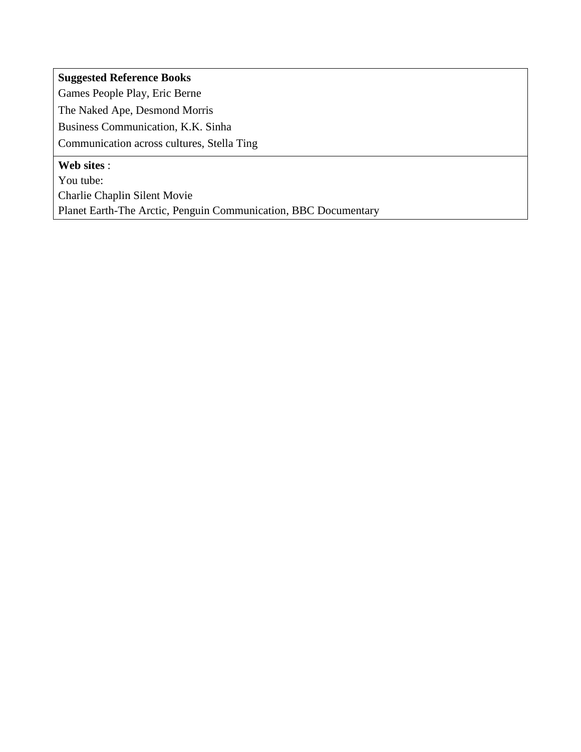| **Suggested Reference Books** |
| --- |
| Games People Play, Eric Berne<br>The Naked Ape, Desmond Morris<br>Business Communication, K.K. Sinha<br>Communication across cultures, Stella Ting |
| **Web sites** :<br>You tube:<br>Charlie Chaplin Silent Movie<br>Planet Earth-The Arctic, Penguin Communication, BBC Documentary |